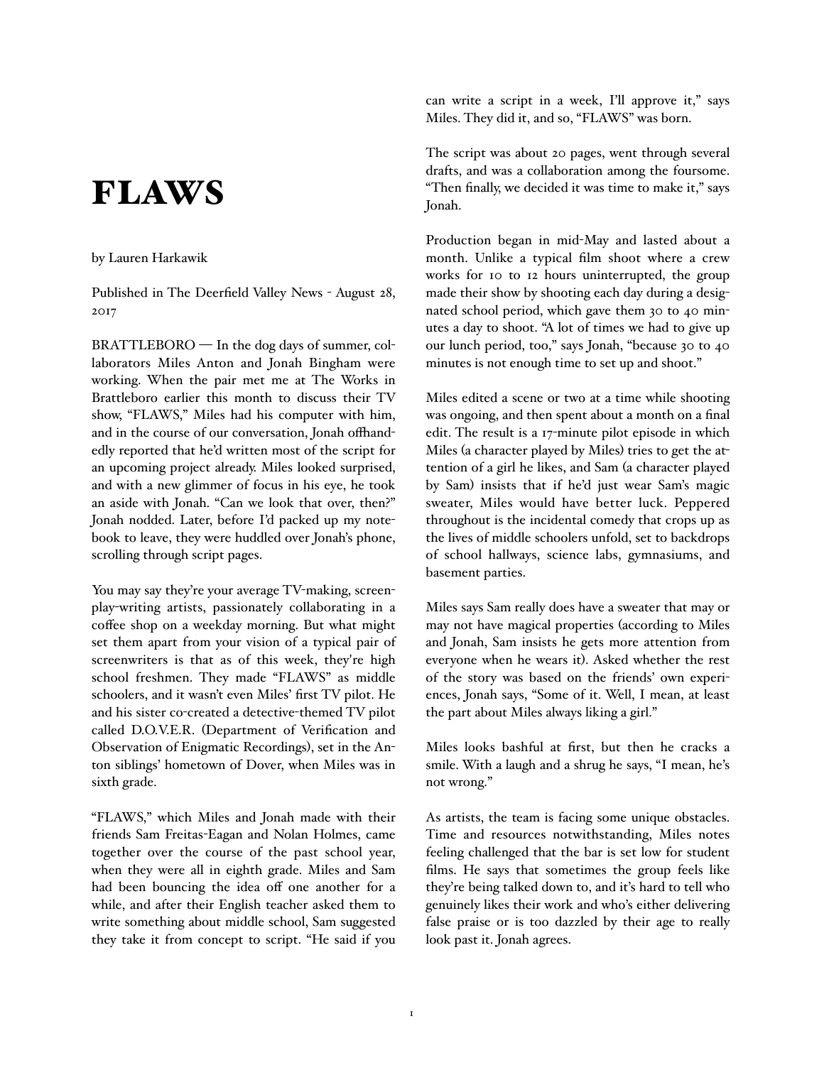# FLAWS

by Lauren Harkawik

Published in The Deerfield Valley News - August 28, 2017

BRATTLEBORO — In the dog days of summer, collaborators Miles Anton and Jonah Bingham were working. When the pair met me at The Works in Brattleboro earlier this month to discuss their TV show, "FLAWS," Miles had his computer with him, and in the course of our conversation, Jonah offhandedly reported that he'd written most of the script for an upcoming project already. Miles looked surprised, and with a new glimmer of focus in his eye, he took an aside with Jonah. "Can we look that over, then?" Jonah nodded. Later, before I'd packed up my notebook to leave, they were huddled over Jonah's phone, scrolling through script pages.

You may say they're your average TV-making, screenplay-writing artists, passionately collaborating in a coffee shop on a weekday morning. But what might set them apart from your vision of a typical pair of screenwriters is that as of this week, they're high school freshmen. They made "FLAWS" as middle schoolers, and it wasn't even Miles' first TV pilot. He and his sister co-created a detective-themed TV pilot called D.O.V.E.R. (Department of Verification and Observation of Enigmatic Recordings), set in the Anton siblings' hometown of Dover, when Miles was in sixth grade.

"FLAWS," which Miles and Jonah made with their friends Sam Freitas-Eagan and Nolan Holmes, came together over the course of the past school year, when they were all in eighth grade. Miles and Sam had been bouncing the idea off one another for a while, and after their English teacher asked them to write something about middle school, Sam suggested they take it from concept to script. "He said if you can write a script in a week, I'll approve it," says Miles. They did it, and so, "FLAWS" was born.

The script was about 20 pages, went through several drafts, and was a collaboration among the foursome. "Then finally, we decided it was time to make it," says Jonah.

Production began in mid-May and lasted about a month. Unlike a typical film shoot where a crew works for 10 to 12 hours uninterrupted, the group made their show by shooting each day during a designated school period, which gave them 30 to 40 minutes a day to shoot. "A lot of times we had to give up our lunch period, too," says Jonah, "because 30 to 40 minutes is not enough time to set up and shoot."

Miles edited a scene or two at a time while shooting was ongoing, and then spent about a month on a final edit. The result is a 17-minute pilot episode in which Miles (a character played by Miles) tries to get the attention of a girl he likes, and Sam (a character played by Sam) insists that if he'd just wear Sam's magic sweater, Miles would have better luck. Peppered throughout is the incidental comedy that crops up as the lives of middle schoolers unfold, set to backdrops of school hallways, science labs, gymnasiums, and basement parties.

Miles says Sam really does have a sweater that may or may not have magical properties (according to Miles and Jonah, Sam insists he gets more attention from everyone when he wears it). Asked whether the rest of the story was based on the friends' own experiences, Jonah says, "Some of it. Well, I mean, at least the part about Miles always liking a girl."

Miles looks bashful at first, but then he cracks a smile. With a laugh and a shrug he says, "I mean, he's not wrong."

As artists, the team is facing some unique obstacles. Time and resources notwithstanding, Miles notes feeling challenged that the bar is set low for student films. He says that sometimes the group feels like they're being talked down to, and it's hard to tell who genuinely likes their work and who's either delivering false praise or is too dazzled by their age to really look past it. Jonah agrees.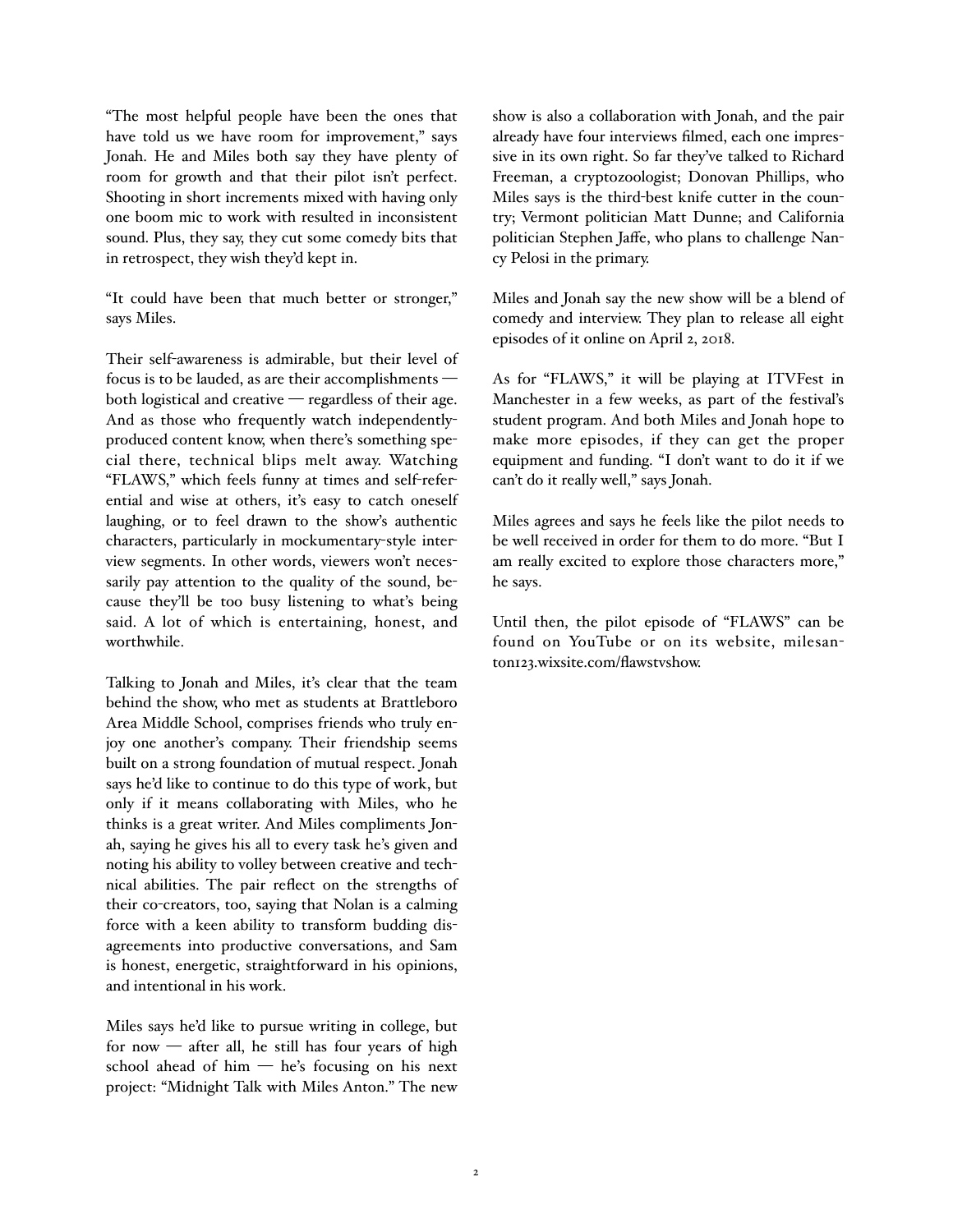"The most helpful people have been the ones that have told us we have room for improvement," says Jonah. He and Miles both say they have plenty of room for growth and that their pilot isn't perfect. Shooting in short increments mixed with having only one boom mic to work with resulted in inconsistent sound. Plus, they say, they cut some comedy bits that in retrospect, they wish they'd kept in.

"It could have been that much better or stronger," says Miles.

Their self-awareness is admirable, but their level of focus is to be lauded, as are their accomplishments — both logistical and creative — regardless of their age. And as those who frequently watch independently-produced content know, when there's something special there, technical blips melt away. Watching "FLAWS," which feels funny at times and self-referential and wise at others, it's easy to catch oneself laughing, or to feel drawn to the show's authentic characters, particularly in mockumentary-style interview segments. In other words, viewers won't necessarily pay attention to the quality of the sound, because they'll be too busy listening to what's being said. A lot of which is entertaining, honest, and worthwhile.

Talking to Jonah and Miles, it's clear that the team behind the show, who met as students at Brattleboro Area Middle School, comprises friends who truly enjoy one another's company. Their friendship seems built on a strong foundation of mutual respect. Jonah says he'd like to continue to do this type of work, but only if it means collaborating with Miles, who he thinks is a great writer. And Miles compliments Jonah, saying he gives his all to every task he's given and noting his ability to volley between creative and technical abilities. The pair reflect on the strengths of their co-creators, too, saying that Nolan is a calming force with a keen ability to transform budding disagreements into productive conversations, and Sam is honest, energetic, straightforward in his opinions, and intentional in his work.

Miles says he'd like to pursue writing in college, but for now — after all, he still has four years of high school ahead of him — he's focusing on his next project: "Midnight Talk with Miles Anton." The new show is also a collaboration with Jonah, and the pair already have four interviews filmed, each one impressive in its own right. So far they've talked to Richard Freeman, a cryptozoologist; Donovan Phillips, who Miles says is the third-best knife cutter in the country; Vermont politician Matt Dunne; and California politician Stephen Jaffe, who plans to challenge Nancy Pelosi in the primary.

Miles and Jonah say the new show will be a blend of comedy and interview. They plan to release all eight episodes of it online on April 2, 2018.

As for "FLAWS," it will be playing at ITVFest in Manchester in a few weeks, as part of the festival's student program. And both Miles and Jonah hope to make more episodes, if they can get the proper equipment and funding. "I don't want to do it if we can't do it really well," says Jonah.

Miles agrees and says he feels like the pilot needs to be well received in order for them to do more. "But I am really excited to explore those characters more," he says.

Until then, the pilot episode of "FLAWS" can be found on YouTube or on its website, milesanton123.wixsite.com/flawstvshow.